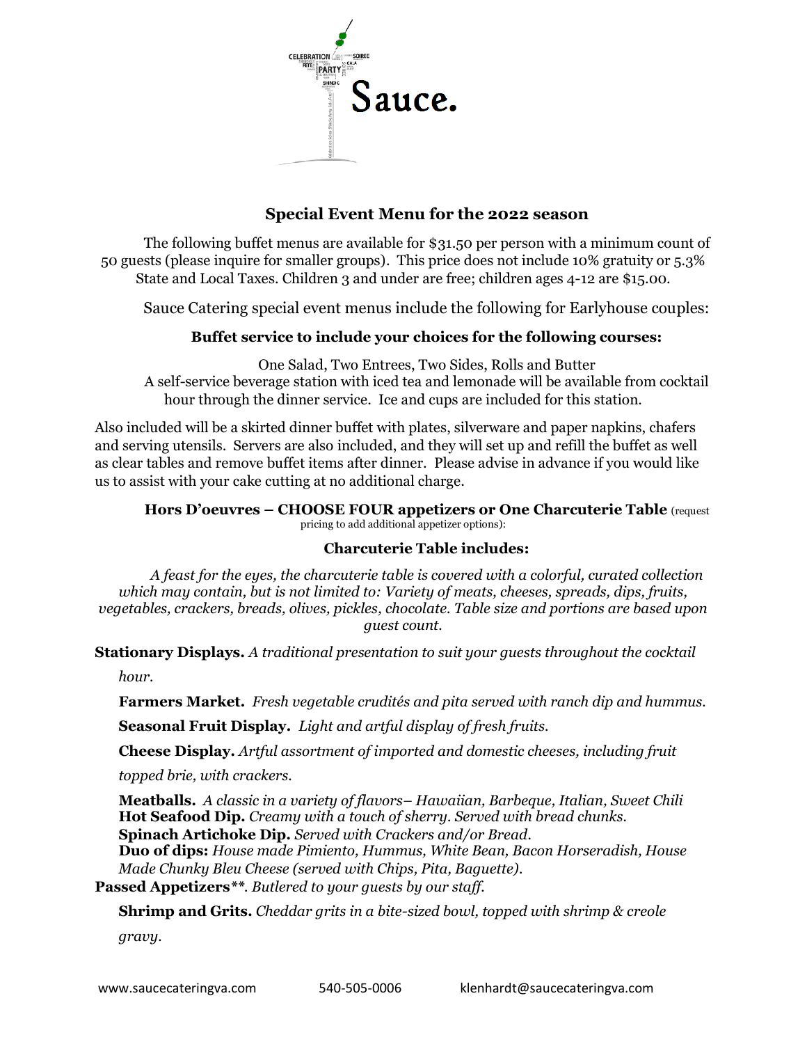# Sauce.

## Special Event Menu for the 2022 season

The following buffet menus are available for $31.50 per person with a minimum count of 50 guests (please inquire for smaller groups). This price does not include 10% gratuity or 5.3% State and Local Taxes. Children 3 and under are free; children ages 4-12 are $15.00.

Sauce Catering special event menus include the following for Earlyhouse couples:

**Buffet service to include your choices for the following courses:**

One Salad, Two Entrees, Two Sides, Rolls and Butter
A self-service beverage station with iced tea and lemonade will be available from cocktail hour through the dinner service. Ice and cups are included for this station.

Also included will be a skirted dinner buffet with plates, silverware and paper napkins, chafers and serving utensils. Servers are also included, and they will set up and refill the buffet as well as clear tables and remove buffet items after dinner. Please advise in advance if you would like us to assist with your cake cutting at no additional charge.

**Hors D'oeuvres – CHOOSE FOUR appetizers or One Charcuterie Table** (request pricing to add additional appetizer options):

**Charcuterie Table includes:**

*A feast for the eyes, the charcuterie table is covered with a colorful, curated collection which may contain, but is not limited to: Variety of meats, cheeses, spreads, dips, fruits, vegetables, crackers, breads, olives, pickles, chocolate. Table size and portions are based upon guest count.*

**Stationary Displays.** *A traditional presentation to suit your guests throughout the cocktail hour.*

**Farmers Market.** *Fresh vegetable crudités and pita served with ranch dip and hummus.*

**Seasonal Fruit Display.** *Light and artful display of fresh fruits.*

**Cheese Display.** *Artful assortment of imported and domestic cheeses, including fruit topped brie, with crackers.*

**Meatballs.** *A classic in a variety of flavors– Hawaiian, Barbeque, Italian, Sweet Chili*
**Hot Seafood Dip.** *Creamy with a touch of sherry. Served with bread chunks.*
**Spinach Artichoke Dip.** *Served with Crackers and/or Bread.*
**Duo of dips:** *House made Pimiento, Hummus, White Bean, Bacon Horseradish, House Made Chunky Bleu Cheese (served with Chips, Pita, Baguette).*

**Passed Appetizers**\*\*. *Butlered to your guests by our staff.*

**Shrimp and Grits.** *Cheddar grits in a bite-sized bowl, topped with shrimp & creole gravy.*

www.saucecateringva.com 540-505-0006 klenhardt@saucecateringva.com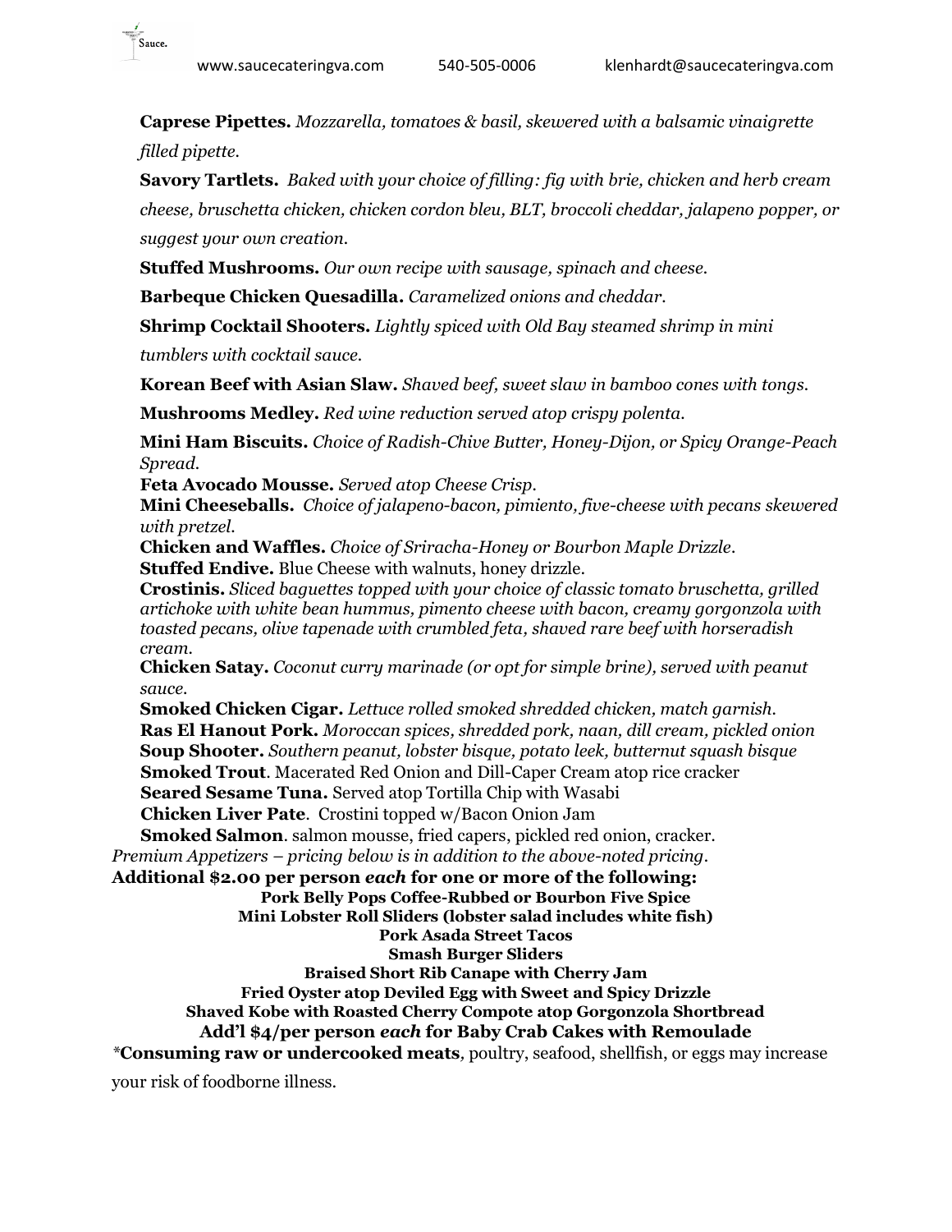**Caprese Pipettes.** *Mozzarella, tomatoes & basil, skewered with a balsamic vinaigrette filled pipette.*

**Savory Tartlets.** *Baked with your choice of filling: fig with brie, chicken and herb cream cheese, bruschetta chicken, chicken cordon bleu, BLT, broccoli cheddar, jalapeno popper, or suggest your own creation.*

**Stuffed Mushrooms.** *Our own recipe with sausage, spinach and cheese.*

**Barbeque Chicken Quesadilla.** *Caramelized onions and cheddar.*

**Shrimp Cocktail Shooters.** *Lightly spiced with Old Bay steamed shrimp in mini tumblers with cocktail sauce.*

**Korean Beef with Asian Slaw.** *Shaved beef, sweet slaw in bamboo cones with tongs.*

**Mushrooms Medley.** *Red wine reduction served atop crispy polenta.*

**Mini Ham Biscuits.** *Choice of Radish-Chive Butter, Honey-Dijon, or Spicy Orange-Peach Spread.*

**Feta Avocado Mousse.** *Served atop Cheese Crisp.*

**Mini Cheeseballs.** *Choice of jalapeno-bacon, pimiento, five-cheese with pecans skewered with pretzel.*

**Chicken and Waffles.** *Choice of Sriracha-Honey or Bourbon Maple Drizzle.*

**Stuffed Endive.** Blue Cheese with walnuts, honey drizzle.

**Crostinis.** *Sliced baguettes topped with your choice of classic tomato bruschetta, grilled artichoke with white bean hummus, pimento cheese with bacon, creamy gorgonzola with toasted pecans, olive tapenade with crumbled feta, shaved rare beef with horseradish cream.*

**Chicken Satay.** *Coconut curry marinade (or opt for simple brine), served with peanut sauce.*

**Smoked Chicken Cigar.** *Lettuce rolled smoked shredded chicken, match garnish.*

**Ras El Hanout Pork.** *Moroccan spices, shredded pork, naan, dill cream, pickled onion*

**Soup Shooter.** *Southern peanut, lobster bisque, potato leek, butternut squash bisque*

**Smoked Trout**. Macerated Red Onion and Dill-Caper Cream atop rice cracker

**Seared Sesame Tuna.** Served atop Tortilla Chip with Wasabi

**Chicken Liver Pate**. Crostini topped w/Bacon Onion Jam

**Smoked Salmon**. salmon mousse, fried capers, pickled red onion, cracker.

*Premium Appetizers – pricing below is in addition to the above-noted pricing.*

**Additional $2.00 per person *each* for one or more of the following:**

**Pork Belly Pops Coffee-Rubbed or Bourbon Five Spice**

**Mini Lobster Roll Sliders (lobster salad includes white fish)**

**Pork Asada Street Tacos**

**Smash Burger Sliders**

**Braised Short Rib Canape with Cherry Jam**

**Fried Oyster atop Deviled Egg with Sweet and Spicy Drizzle**

**Shaved Kobe with Roasted Cherry Compote atop Gorgonzola Shortbread**

**Add'l $4/per person *each* for Baby Crab Cakes with Remoulade**

*\****Consuming raw or undercooked meats**, poultry, seafood, shellfish, or eggs may increase your risk of foodborne illness.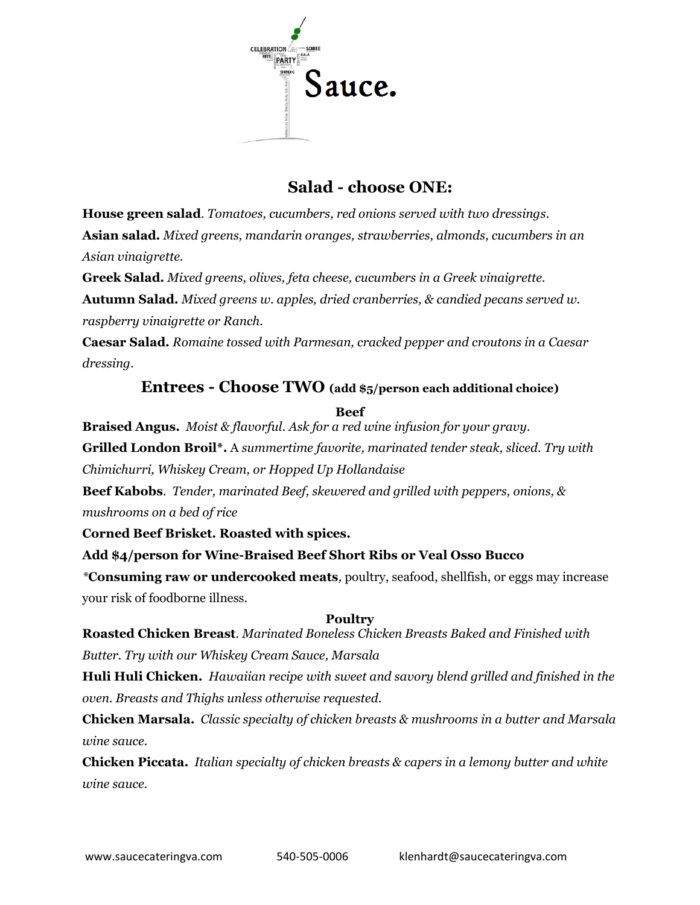## Salad - choose ONE:

**House green salad**. *Tomatoes, cucumbers, red onions served with two dressings.*

**Asian salad.** *Mixed greens, mandarin oranges, strawberries, almonds, cucumbers in an Asian vinaigrette.*

**Greek Salad.** *Mixed greens, olives, feta cheese, cucumbers in a Greek vinaigrette.*

**Autumn Salad.** *Mixed greens w. apples, dried cranberries, & candied pecans served w. raspberry vinaigrette or Ranch.*

**Caesar Salad.** *Romaine tossed with Parmesan, cracked pepper and croutons in a Caesar dressing.*

## Entrees - Choose TWO (add $5/person each additional choice)

### Beef

**Braised Angus.** *Moist & flavorful. Ask for a red wine infusion for your gravy.*

**Grilled London Broil*.** A *summertime favorite, marinated tender steak, sliced. Try with Chimichurri, Whiskey Cream, or Hopped Up Hollandaise*

**Beef Kabobs**. *Tender, marinated Beef, skewered and grilled with peppers, onions, & mushrooms on a bed of rice*

**Corned Beef Brisket. Roasted with spices.**

**Add $4/person for Wine-Braised Beef Short Ribs or Veal Osso Bucco**

*\*Consuming raw or undercooked meats*, poultry, seafood, shellfish, or eggs may increase your risk of foodborne illness.

### Poultry

**Roasted Chicken Breast**. *Marinated Boneless Chicken Breasts Baked and Finished with Butter. Try with our Whiskey Cream Sauce, Marsala*

**Huli Huli Chicken.** *Hawaiian recipe with sweet and savory blend grilled and finished in the oven. Breasts and Thighs unless otherwise requested.*

**Chicken Marsala.** *Classic specialty of chicken breasts & mushrooms in a butter and Marsala wine sauce.*

**Chicken Piccata.** *Italian specialty of chicken breasts & capers in a lemony butter and white wine sauce.*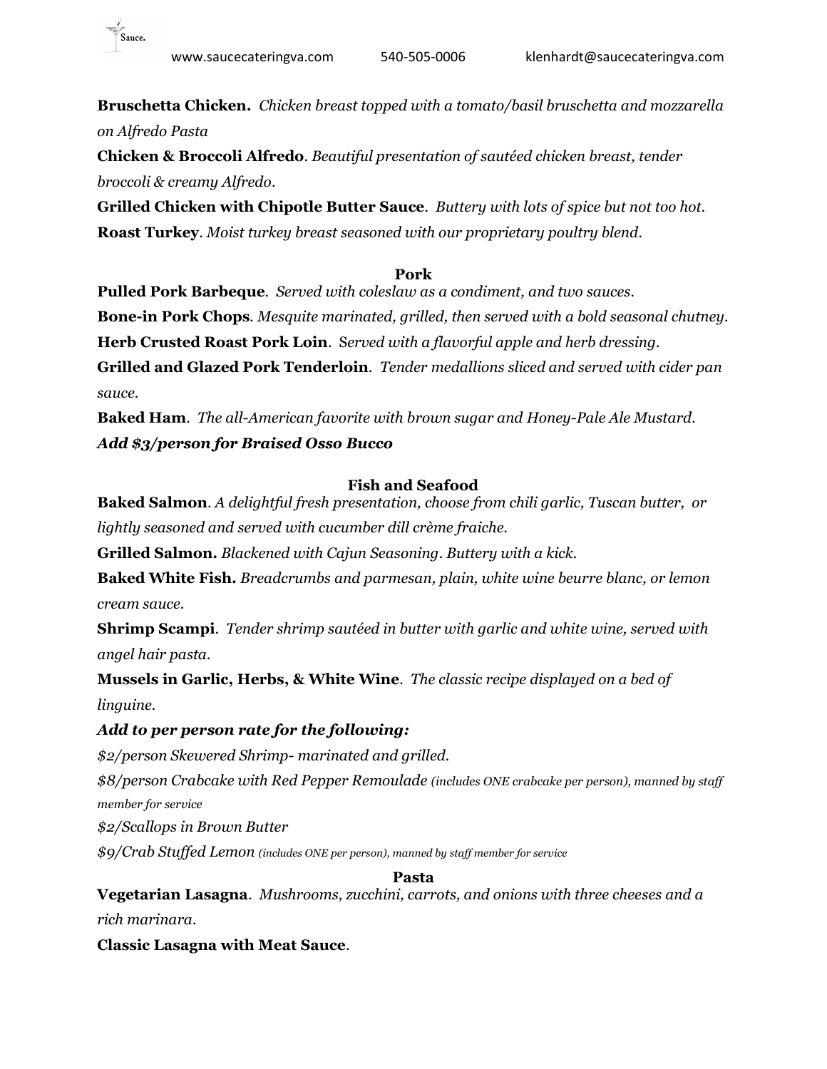**Bruschetta Chicken.** *Chicken breast topped with a tomato/basil bruschetta and mozzarella on Alfredo Pasta*

**Chicken & Broccoli Alfredo**. *Beautiful presentation of sautéed chicken breast, tender broccoli & creamy Alfredo.*

**Grilled Chicken with Chipotle Butter Sauce**. *Buttery with lots of spice but not too hot.*

**Roast Turkey**. *Moist turkey breast seasoned with our proprietary poultry blend.*

### Pork

**Pulled Pork Barbeque**. *Served with coleslaw as a condiment, and two sauces.*

**Bone-in Pork Chops**. *Mesquite marinated, grilled, then served with a bold seasonal chutney.*

**Herb Crusted Roast Pork Loin**. *Served with a flavorful apple and herb dressing.*

**Grilled and Glazed Pork Tenderloin**. *Tender medallions sliced and served with cider pan sauce.*

**Baked Ham**. *The all-American favorite with brown sugar and Honey-Pale Ale Mustard.*

***Add $3/person for Braised Osso Bucco***

### Fish and Seafood

**Baked Salmon**. *A delightful fresh presentation, choose from chili garlic, Tuscan butter, or lightly seasoned and served with cucumber dill crème fraiche.*

**Grilled Salmon.** *Blackened with Cajun Seasoning. Buttery with a kick.*

**Baked White Fish.** *Breadcrumbs and parmesan, plain, white wine beurre blanc, or lemon cream sauce.*

**Shrimp Scampi**. *Tender shrimp sautéed in butter with garlic and white wine, served with angel hair pasta.*

**Mussels in Garlic, Herbs, & White Wine**. *The classic recipe displayed on a bed of linguine.*

***Add to per person rate for the following:***

*$2/person Skewered Shrimp- marinated and grilled.*

*$8/person Crabcake with Red Pepper Remoulade (includes ONE crabcake per person), manned by staff member for service*

*$2/Scallops in Brown Butter*

*$9/Crab Stuffed Lemon (includes ONE per person), manned by staff member for service*

### Pasta

**Vegetarian Lasagna**. *Mushrooms, zucchini, carrots, and onions with three cheeses and a rich marinara.*

**Classic Lasagna with Meat Sauce**.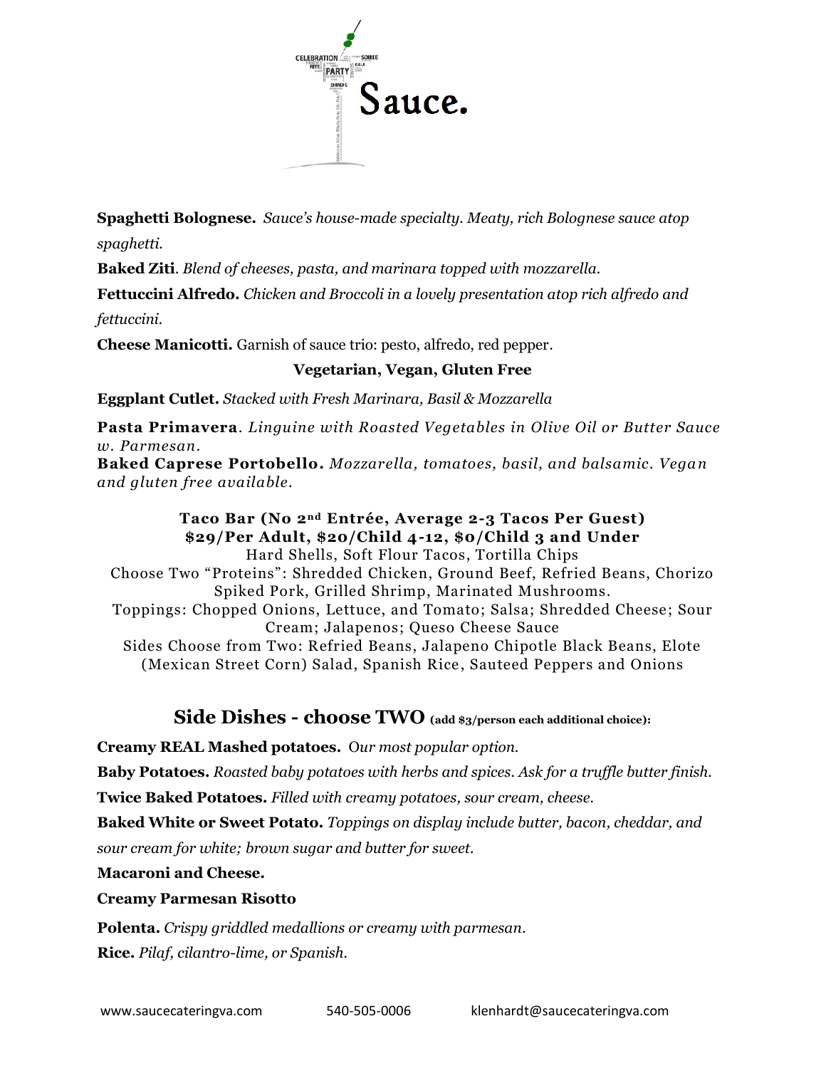Sauce.

**Spaghetti Bolognese.** *Sauce's house-made specialty. Meaty, rich Bolognese sauce atop spaghetti.*

**Baked Ziti**. *Blend of cheeses, pasta, and marinara topped with mozzarella.*

**Fettuccini Alfredo.** *Chicken and Broccoli in a lovely presentation atop rich alfredo and fettuccini.*

**Cheese Manicotti.** Garnish of sauce trio: pesto, alfredo, red pepper.

**Vegetarian, Vegan, Gluten Free**

**Eggplant Cutlet.** *Stacked with Fresh Marinara, Basil & Mozzarella*

**Pasta Primavera**. *Linguine with Roasted Vegetables in Olive Oil or Butter Sauce w. Parmesan.*

**Baked Caprese Portobello.** *Mozzarella, tomatoes, basil, and balsamic. Vegan and gluten free available.*

**Taco Bar (No 2nd Entrée, Average 2-3 Tacos Per Guest)**
**$29/Per Adult, $20/Child 4-12, $0/Child 3 and Under**

Hard Shells, Soft Flour Tacos, Tortilla Chips

Choose Two "Proteins": Shredded Chicken, Ground Beef, Refried Beans, Chorizo Spiked Pork, Grilled Shrimp, Marinated Mushrooms.

Toppings: Chopped Onions, Lettuce, and Tomato; Salsa; Shredded Cheese; Sour Cream; Jalapenos; Queso Cheese Sauce

Sides Choose from Two: Refried Beans, Jalapeno Chipotle Black Beans, Elote (Mexican Street Corn) Salad, Spanish Rice, Sauteed Peppers and Onions

## Side Dishes - choose TWO (add $3/person each additional choice):

**Creamy REAL Mashed potatoes.** *Our most popular option.*

**Baby Potatoes.** *Roasted baby potatoes with herbs and spices. Ask for a truffle butter finish.*

**Twice Baked Potatoes.** *Filled with creamy potatoes, sour cream, cheese.*

**Baked White or Sweet Potato.** *Toppings on display include butter, bacon, cheddar, and sour cream for white; brown sugar and butter for sweet.*

**Macaroni and Cheese.**

**Creamy Parmesan Risotto**

**Polenta.** *Crispy griddled medallions or creamy with parmesan.*

**Rice.** *Pilaf, cilantro-lime, or Spanish.*

www.saucecateringva.com 540-505-0006 klenhardt@saucecateringva.com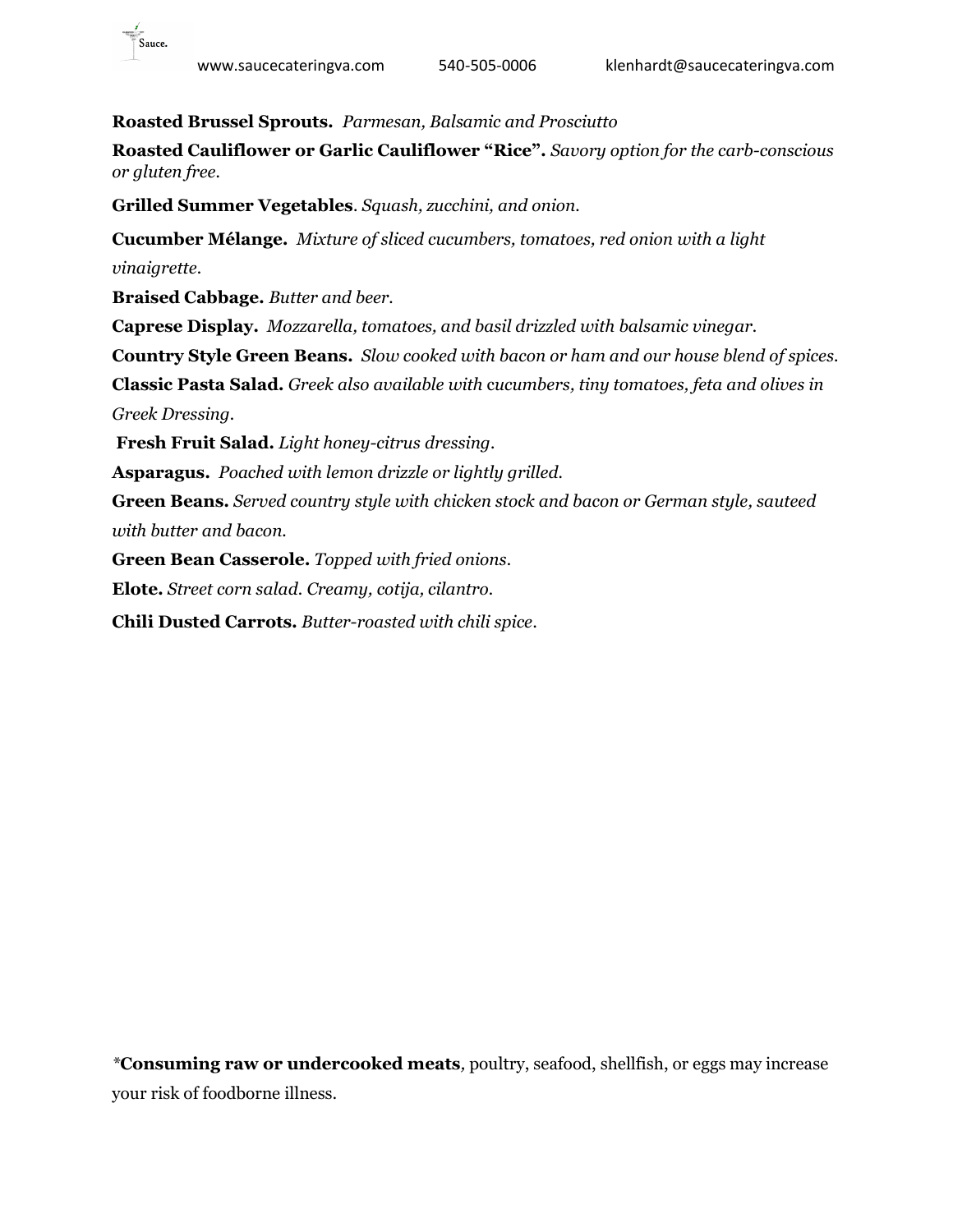**Roasted Brussel Sprouts.** *Parmesan, Balsamic and Prosciutto*

**Roasted Cauliflower or Garlic Cauliflower "Rice".** *Savory option for the carb-conscious or gluten free.*

**Grilled Summer Vegetables**. *Squash, zucchini, and onion.*

**Cucumber Mélange.** *Mixture of sliced cucumbers, tomatoes, red onion with a light vinaigrette.*

**Braised Cabbage.** *Butter and beer.*

**Caprese Display.** *Mozzarella, tomatoes, and basil drizzled with balsamic vinegar.*

**Country Style Green Beans.** *Slow cooked with bacon or ham and our house blend of spices.*

**Classic Pasta Salad.** *Greek also available with cucumbers, tiny tomatoes, feta and olives in Greek Dressing.*

**Fresh Fruit Salad.** *Light honey-citrus dressing.*

**Asparagus.** *Poached with lemon drizzle or lightly grilled.*

**Green Beans.** *Served country style with chicken stock and bacon or German style, sauteed with butter and bacon.*

**Green Bean Casserole.** *Topped with fried onions.*

**Elote.** *Street corn salad. Creamy, cotija, cilantro.*

**Chili Dusted Carrots.** *Butter-roasted with chili spice.*

*\*Consuming raw or undercooked meats**, poultry, seafood, shellfish, or eggs may increase your risk of foodborne illness.